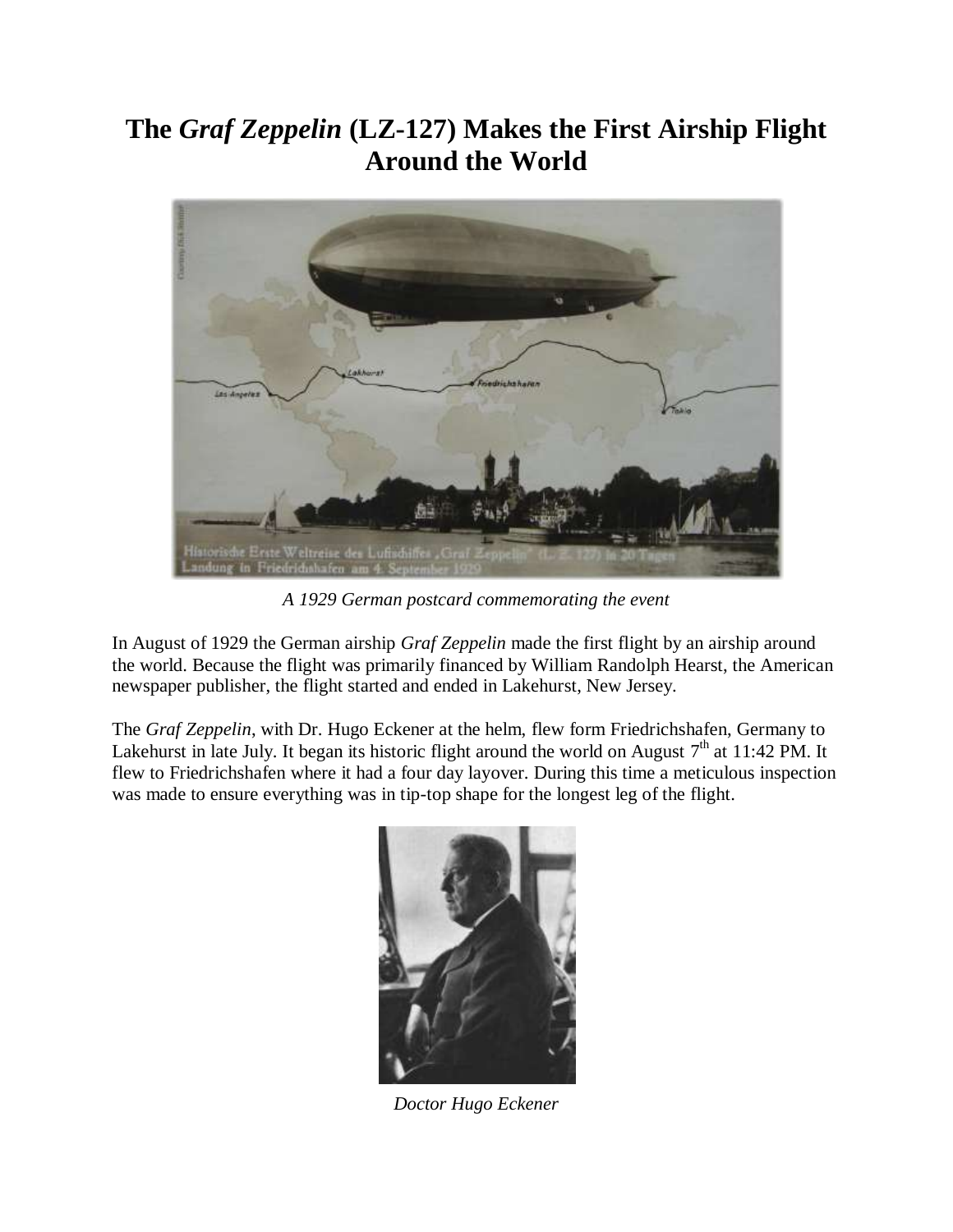# The *Graf Zeppelin* (LZ-127) Makes the First Airship Flight Around the World

*A 1929 German postcard commemorating the event*

In August of 1929 the German airship *Graf Zeppelin* made the first flight by an airship around the world. Because the flight was primarily financed by William Randolph Hearst, the American newspaper publisher, the flight started and ended in Lakehurst, New Jersey.

The *Graf Zeppelin*, with Dr. Hugo Eckener at the helm, flew form Friedrichshafen, Germany to Lakehurst in late July. It began its historic flight around the world on August 7th at 11:42 PM. It flew to Friedrichshafen where it had a four day layover. During this time a meticulous inspection was made to ensure everything was in tip-top shape for the longest leg of the flight.

*Doctor Hugo Eckener*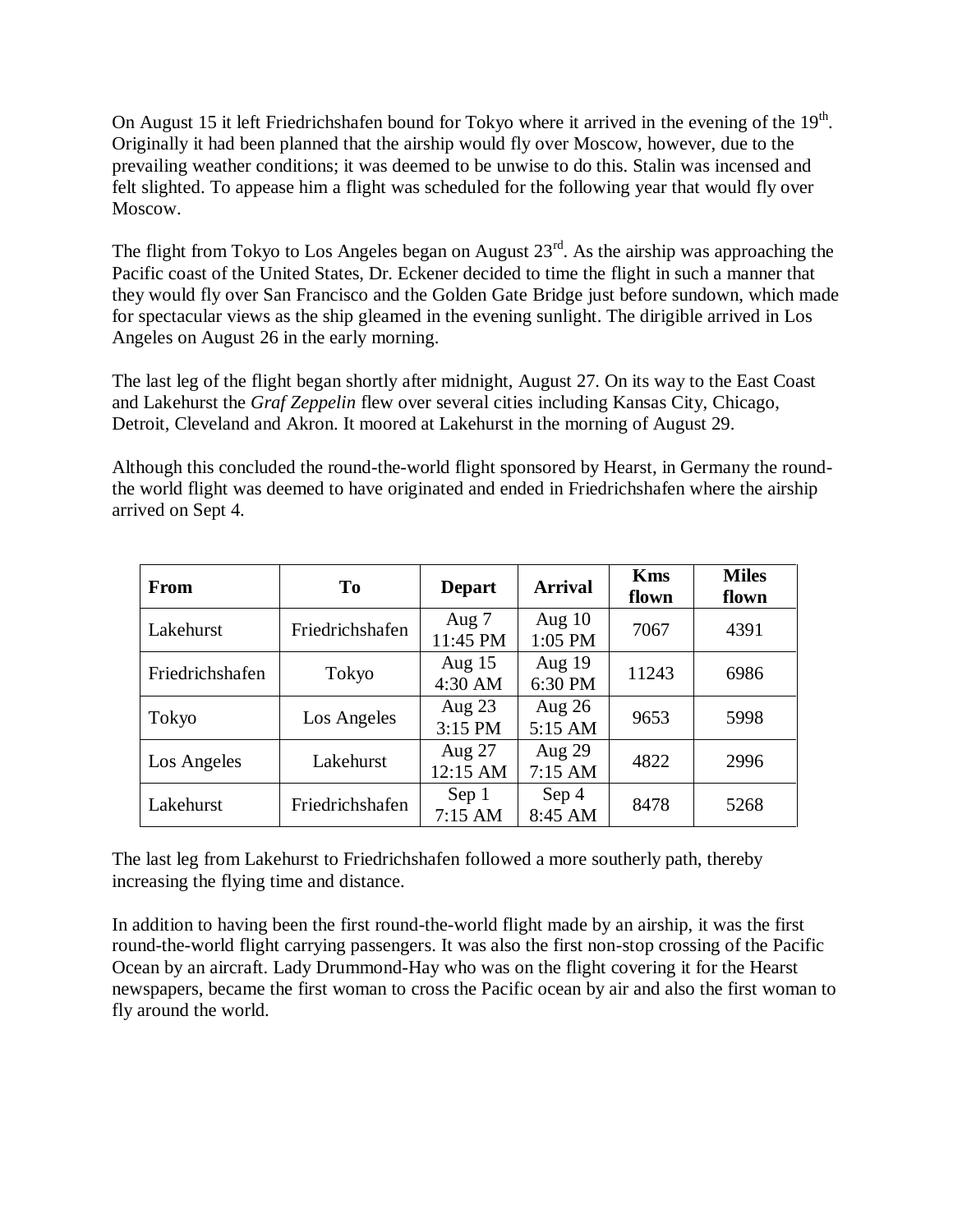On August 15 it left Friedrichshafen bound for Tokyo where it arrived in the evening of the 19th. Originally it had been planned that the airship would fly over Moscow, however, due to the prevailing weather conditions; it was deemed to be unwise to do this. Stalin was incensed and felt slighted. To appease him a flight was scheduled for the following year that would fly over Moscow.

The flight from Tokyo to Los Angeles began on August 23rd. As the airship was approaching the Pacific coast of the United States, Dr. Eckener decided to time the flight in such a manner that they would fly over San Francisco and the Golden Gate Bridge just before sundown, which made for spectacular views as the ship gleamed in the evening sunlight. The dirigible arrived in Los Angeles on August 26 in the early morning.

The last leg of the flight began shortly after midnight, August 27. On its way to the East Coast and Lakehurst the *Graf Zeppelin* flew over several cities including Kansas City, Chicago, Detroit, Cleveland and Akron. It moored at Lakehurst in the morning of August 29.

Although this concluded the round-the-world flight sponsored by Hearst, in Germany the round-the world flight was deemed to have originated and ended in Friedrichshafen where the airship arrived on Sept 4.

| **From** | **To** | **Depart** | **Arrival** | **Kms flown** | **Miles flown** |
|---|---|---|---|---|---|
| Lakehurst | Friedrichshafen | Aug 7 11:45 PM | Aug 10 1:05 PM | 7067 | 4391 |
| Friedrichshafen | Tokyo | Aug 15 4:30 AM | Aug 19 6:30 PM | 11243 | 6986 |
| Tokyo | Los Angeles | Aug 23 3:15 PM | Aug 26 5:15 AM | 9653 | 5998 |
| Los Angeles | Lakehurst | Aug 27 12:15 AM | Aug 29 7:15 AM | 4822 | 2996 |
| Lakehurst | Friedrichshafen | Sep 1 7:15 AM | Sep 4 8:45 AM | 8478 | 5268 |

The last leg from Lakehurst to Friedrichshafen followed a more southerly path, thereby increasing the flying time and distance.

In addition to having been the first round-the-world flight made by an airship, it was the first round-the-world flight carrying passengers. It was also the first non-stop crossing of the Pacific Ocean by an aircraft. Lady Drummond-Hay who was on the flight covering it for the Hearst newspapers, became the first woman to cross the Pacific ocean by air and also the first woman to fly around the world.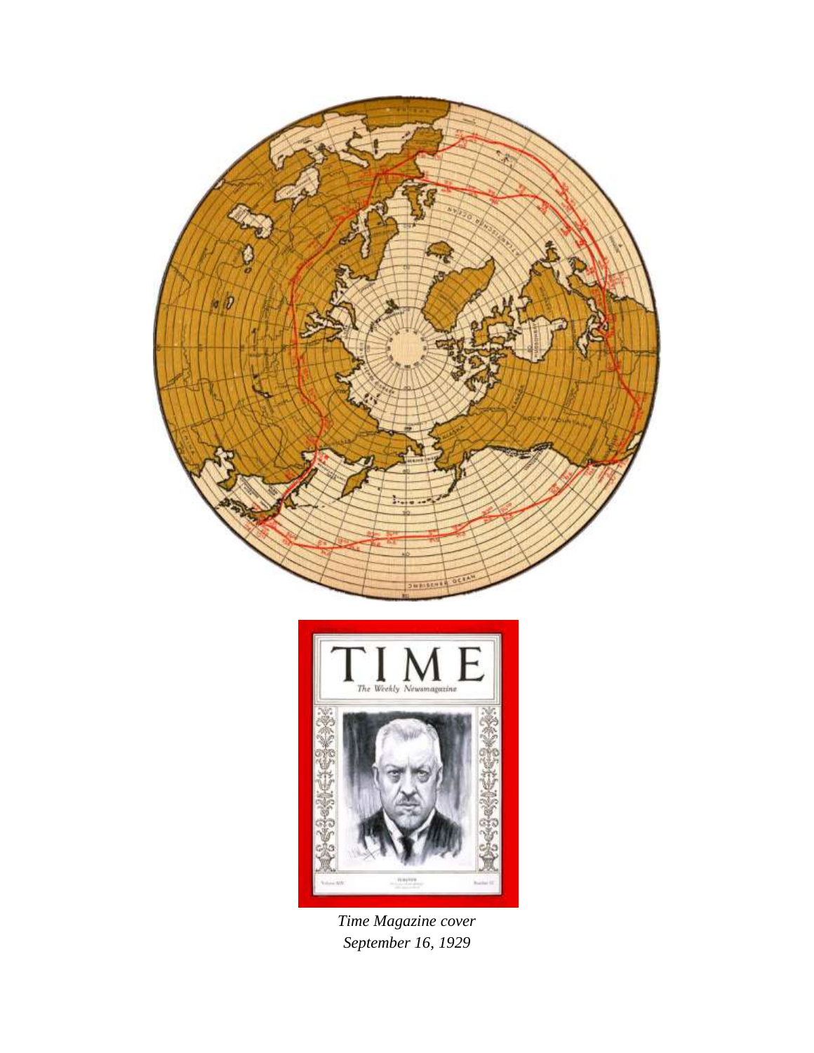*Time Magazine cover*
*September 16, 1929*